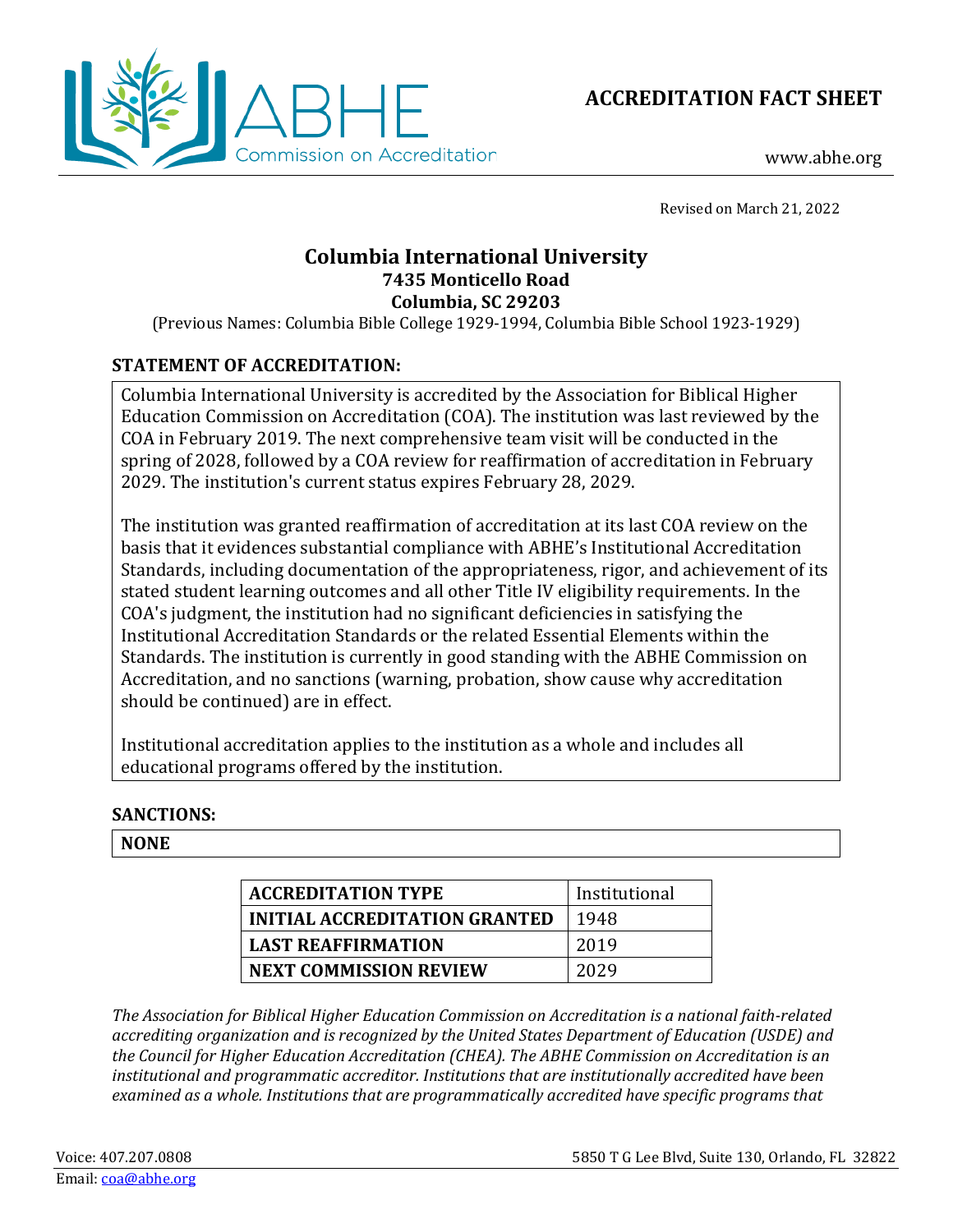ABHE Commission on Accreditation

# ACCREDITATION FACT SHEET

www.abhe.org

Revised on March 21, 2022

## Columbia International University
**7435 Monticello Road**
**Columbia, SC 29203**

(Previous Names: Columbia Bible College 1929-1994, Columbia Bible School 1923-1929)

### STATEMENT OF ACCREDITATION:

Columbia International University is accredited by the Association for Biblical Higher Education Commission on Accreditation (COA). The institution was last reviewed by the COA in February 2019. The next comprehensive team visit will be conducted in the spring of 2028, followed by a COA review for reaffirmation of accreditation in February 2029. The institution's current status expires February 28, 2029.

The institution was granted reaffirmation of accreditation at its last COA review on the basis that it evidences substantial compliance with ABHE's Institutional Accreditation Standards, including documentation of the appropriateness, rigor, and achievement of its stated student learning outcomes and all other Title IV eligibility requirements. In the COA's judgment, the institution had no significant deficiencies in satisfying the Institutional Accreditation Standards or the related Essential Elements within the Standards. The institution is currently in good standing with the ABHE Commission on Accreditation, and no sanctions (warning, probation, show cause why accreditation should be continued) are in effect.

Institutional accreditation applies to the institution as a whole and includes all educational programs offered by the institution.

### SANCTIONS:

**NONE**

| ACCREDITATION TYPE | Institutional |
|---|---|
| INITIAL ACCREDITATION GRANTED | 1948 |
| LAST REAFFIRMATION | 2019 |
| NEXT COMMISSION REVIEW | 2029 |

*The Association for Biblical Higher Education Commission on Accreditation is a national faith-related accrediting organization and is recognized by the United States Department of Education (USDE) and the Council for Higher Education Accreditation (CHEA). The ABHE Commission on Accreditation is an institutional and programmatic accreditor. Institutions that are institutionally accredited have been examined as a whole. Institutions that are programmatically accredited have specific programs that*

Voice: 407.207.0808
Email: coa@abhe.org

5850 T G Lee Blvd, Suite 130, Orlando, FL 32822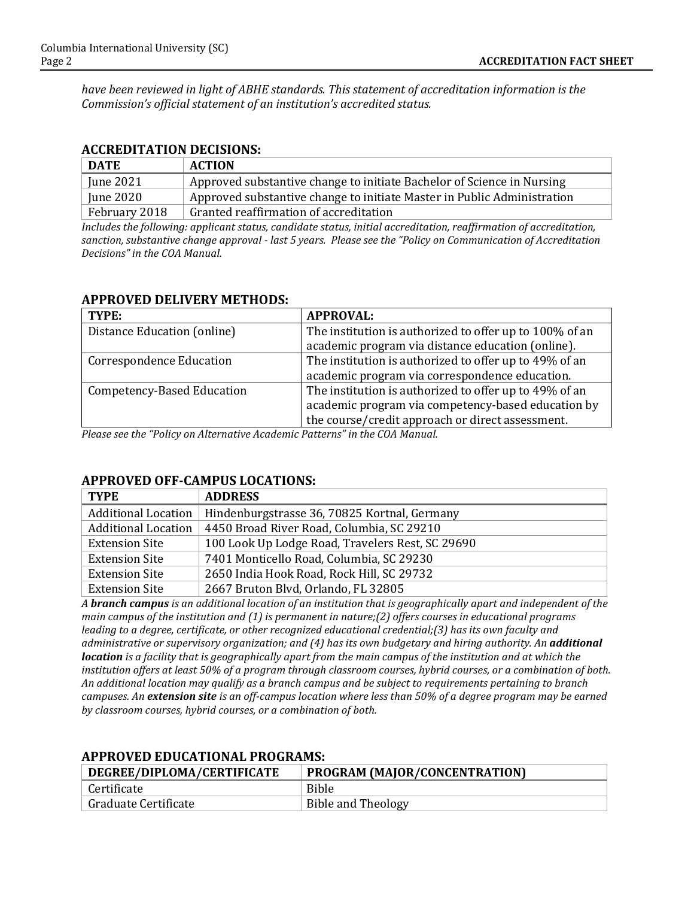*have been reviewed in light of ABHE standards. This statement of accreditation information is the Commission's official statement of an institution's accredited status.*

## ACCREDITATION DECISIONS:

| DATE | ACTION |
|---|---|
| June 2021 | Approved substantive change to initiate Bachelor of Science in Nursing |
| June 2020 | Approved substantive change to initiate Master in Public Administration |
| February 2018 | Granted reaffirmation of accreditation |

*Includes the following: applicant status, candidate status, initial accreditation, reaffirmation of accreditation, sanction, substantive change approval - last 5 years. Please see the "Policy on Communication of Accreditation Decisions" in the COA Manual.*

## APPROVED DELIVERY METHODS:

| TYPE: | APPROVAL: |
|---|---|
| Distance Education (online) | The institution is authorized to offer up to 100% of an academic program via distance education (online). |
| Correspondence Education | The institution is authorized to offer up to 49% of an academic program via correspondence education. |
| Competency-Based Education | The institution is authorized to offer up to 49% of an academic program via competency-based education by the course/credit approach or direct assessment. |

*Please see the "Policy on Alternative Academic Patterns" in the COA Manual.*

## APPROVED OFF-CAMPUS LOCATIONS:

| TYPE | ADDRESS |
|---|---|
| Additional Location | Hindenburgstrasse 36, 70825 Kortnal, Germany |
| Additional Location | 4450 Broad River Road, Columbia, SC 29210 |
| Extension Site | 100 Look Up Lodge Road, Travelers Rest, SC 29690 |
| Extension Site | 7401 Monticello Road, Columbia, SC 29230 |
| Extension Site | 2650 India Hook Road, Rock Hill, SC 29732 |
| Extension Site | 2667 Bruton Blvd, Orlando, FL 32805 |

*A **branch campus** is an additional location of an institution that is geographically apart and independent of the main campus of the institution and (1) is permanent in nature;(2) offers courses in educational programs leading to a degree, certificate, or other recognized educational credential;(3) has its own faculty and administrative or supervisory organization; and (4) has its own budgetary and hiring authority. An **additional location** is a facility that is geographically apart from the main campus of the institution and at which the institution offers at least 50% of a program through classroom courses, hybrid courses, or a combination of both. An additional location may qualify as a branch campus and be subject to requirements pertaining to branch campuses. An **extension site** is an off-campus location where less than 50% of a degree program may be earned by classroom courses, hybrid courses, or a combination of both.*

## APPROVED EDUCATIONAL PROGRAMS:

| DEGREE/DIPLOMA/CERTIFICATE | PROGRAM (MAJOR/CONCENTRATION) |
|---|---|
| Certificate | Bible |
| Graduate Certificate | Bible and Theology |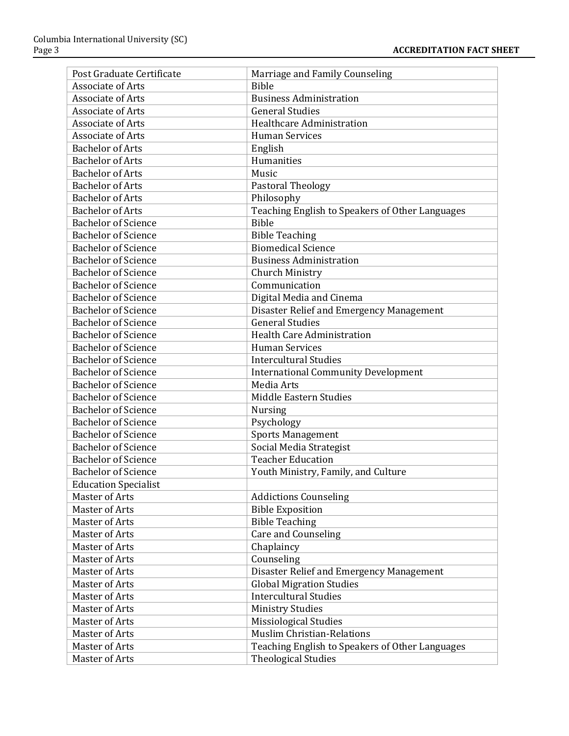| Post Graduate Certificate | Marriage and Family Counseling |
|---|---|
| Associate of Arts | Bible |
| Associate of Arts | Business Administration |
| Associate of Arts | General Studies |
| Associate of Arts | Healthcare Administration |
| Associate of Arts | Human Services |
| Bachelor of Arts | English |
| Bachelor of Arts | Humanities |
| Bachelor of Arts | Music |
| Bachelor of Arts | Pastoral Theology |
| Bachelor of Arts | Philosophy |
| Bachelor of Arts | Teaching English to Speakers of Other Languages |
| Bachelor of Science | Bible |
| Bachelor of Science | Bible Teaching |
| Bachelor of Science | Biomedical Science |
| Bachelor of Science | Business Administration |
| Bachelor of Science | Church Ministry |
| Bachelor of Science | Communication |
| Bachelor of Science | Digital Media and Cinema |
| Bachelor of Science | Disaster Relief and Emergency Management |
| Bachelor of Science | General Studies |
| Bachelor of Science | Health Care Administration |
| Bachelor of Science | Human Services |
| Bachelor of Science | Intercultural Studies |
| Bachelor of Science | International Community Development |
| Bachelor of Science | Media Arts |
| Bachelor of Science | Middle Eastern Studies |
| Bachelor of Science | Nursing |
| Bachelor of Science | Psychology |
| Bachelor of Science | Sports Management |
| Bachelor of Science | Social Media Strategist |
| Bachelor of Science | Teacher Education |
| Bachelor of Science | Youth Ministry, Family, and Culture |
| Education Specialist | |
| Master of Arts | Addictions Counseling |
| Master of Arts | Bible Exposition |
| Master of Arts | Bible Teaching |
| Master of Arts | Care and Counseling |
| Master of Arts | Chaplaincy |
| Master of Arts | Counseling |
| Master of Arts | Disaster Relief and Emergency Management |
| Master of Arts | Global Migration Studies |
| Master of Arts | Intercultural Studies |
| Master of Arts | Ministry Studies |
| Master of Arts | Missiological Studies |
| Master of Arts | Muslim Christian-Relations |
| Master of Arts | Teaching English to Speakers of Other Languages |
| Master of Arts | Theological Studies |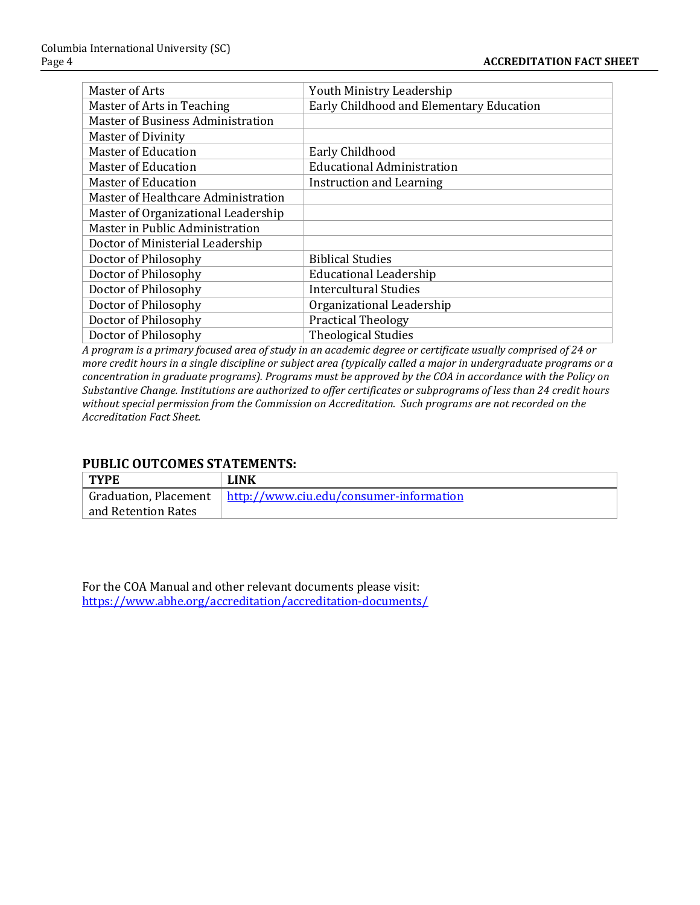| | |
|---|---|
| Master of Arts | Youth Ministry Leadership |
| Master of Arts in Teaching | Early Childhood and Elementary Education |
| Master of Business Administration | |
| Master of Divinity | |
| Master of Education | Early Childhood |
| Master of Education | Educational Administration |
| Master of Education | Instruction and Learning |
| Master of Healthcare Administration | |
| Master of Organizational Leadership | |
| Master in Public Administration | |
| Doctor of Ministerial Leadership | |
| Doctor of Philosophy | Biblical Studies |
| Doctor of Philosophy | Educational Leadership |
| Doctor of Philosophy | Intercultural Studies |
| Doctor of Philosophy | Organizational Leadership |
| Doctor of Philosophy | Practical Theology |
| Doctor of Philosophy | Theological Studies |

*A program is a primary focused area of study in an academic degree or certificate usually comprised of 24 or more credit hours in a single discipline or subject area (typically called a major in undergraduate programs or a concentration in graduate programs). Programs must be approved by the COA in accordance with the Policy on Substantive Change. Institutions are authorized to offer certificates or subprograms of less than 24 credit hours without special permission from the Commission on Accreditation. Such programs are not recorded on the Accreditation Fact Sheet.*

## PUBLIC OUTCOMES STATEMENTS:

| TYPE | LINK |
|---|---|
| Graduation, Placement and Retention Rates | http://www.ciu.edu/consumer-information |

For the COA Manual and other relevant documents please visit:
https://www.abhe.org/accreditation/accreditation-documents/